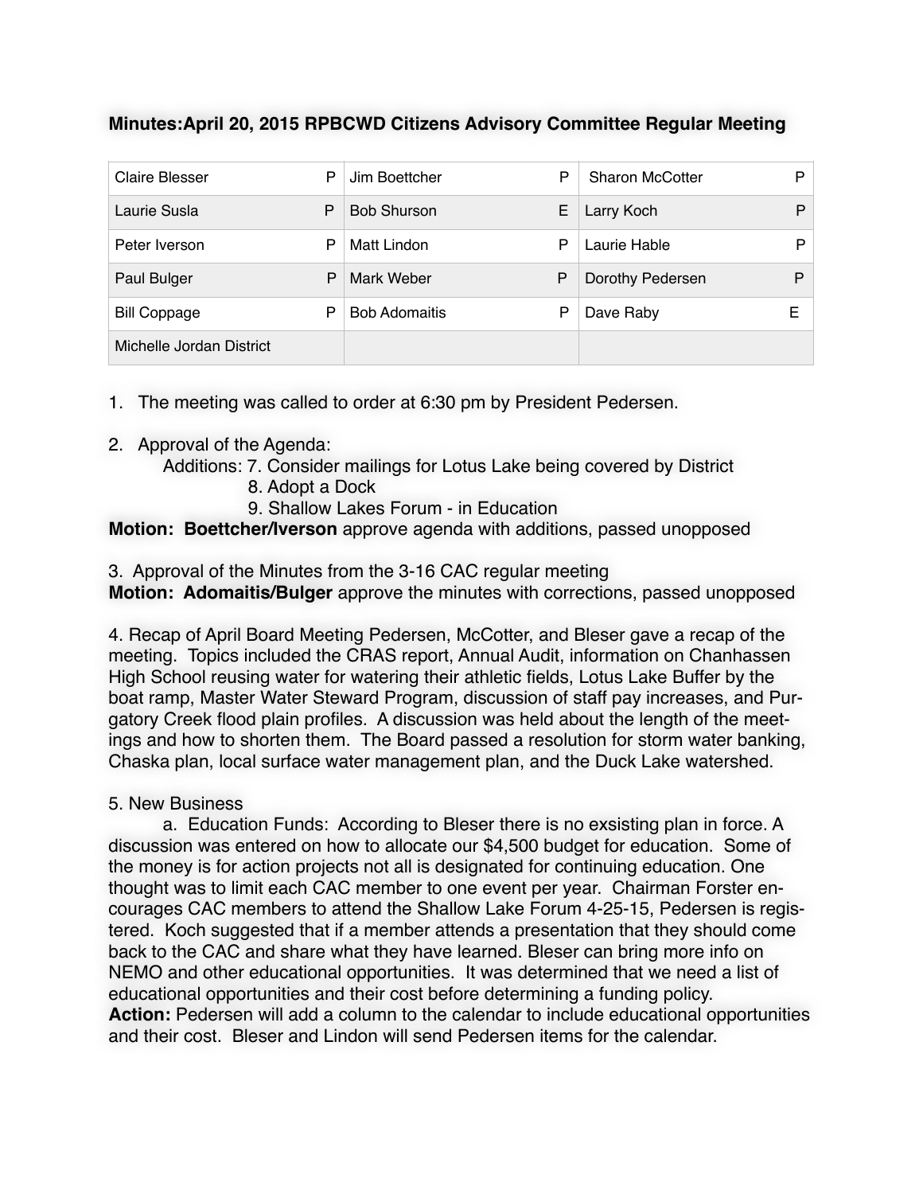**Minutes:April 20, 2015 RPBCWD Citizens Advisory Committee Regular Meeting**

| Claire Blesser | P | Jim Boettcher | P | Sharon McCotter | P |
|---|---|---|---|---|---|
| Laurie Susla | P | Bob Shurson | E | Larry Koch | P |
| Peter Iverson | P | Matt Lindon | P | Laurie Hable | P |
| Paul Bulger | P | Mark Weber | P | Dorothy Pedersen | P |
| Bill Coppage | P | Bob Adomaitis | P | Dave Raby | E |
| Michelle Jordan District | | | | | |

1. The meeting was called to order at 6:30 pm by President Pedersen.

2. Approval of the Agenda:
   Additions: 7. Consider mailings for Lotus Lake being covered by District
   8. Adopt a Dock
   9. Shallow Lakes Forum - in Education

**Motion: Boettcher/Iverson** approve agenda with additions, passed unopposed

3. Approval of the Minutes from the 3-16 CAC regular meeting
**Motion: Adomaitis/Bulger** approve the minutes with corrections, passed unopposed

4. Recap of April Board Meeting Pedersen, McCotter, and Bleser gave a recap of the meeting. Topics included the CRAS report, Annual Audit, information on Chanhassen High School reusing water for watering their athletic fields, Lotus Lake Buffer by the boat ramp, Master Water Steward Program, discussion of staff pay increases, and Purgatory Creek flood plain profiles. A discussion was held about the length of the meetings and how to shorten them. The Board passed a resolution for storm water banking, Chaska plan, local surface water management plan, and the Duck Lake watershed.

5. New Business
   a. Education Funds: According to Bleser there is no exsisting plan in force. A discussion was entered on how to allocate our $4,500 budget for education. Some of the money is for action projects not all is designated for continuing education. One thought was to limit each CAC member to one event per year. Chairman Forster encourages CAC members to attend the Shallow Lake Forum 4-25-15, Pedersen is registered. Koch suggested that if a member attends a presentation that they should come back to the CAC and share what they have learned. Bleser can bring more info on NEMO and other educational opportunities. It was determined that we need a list of educational opportunities and their cost before determining a funding policy.
**Action:** Pedersen will add a column to the calendar to include educational opportunities and their cost. Bleser and Lindon will send Pedersen items for the calendar.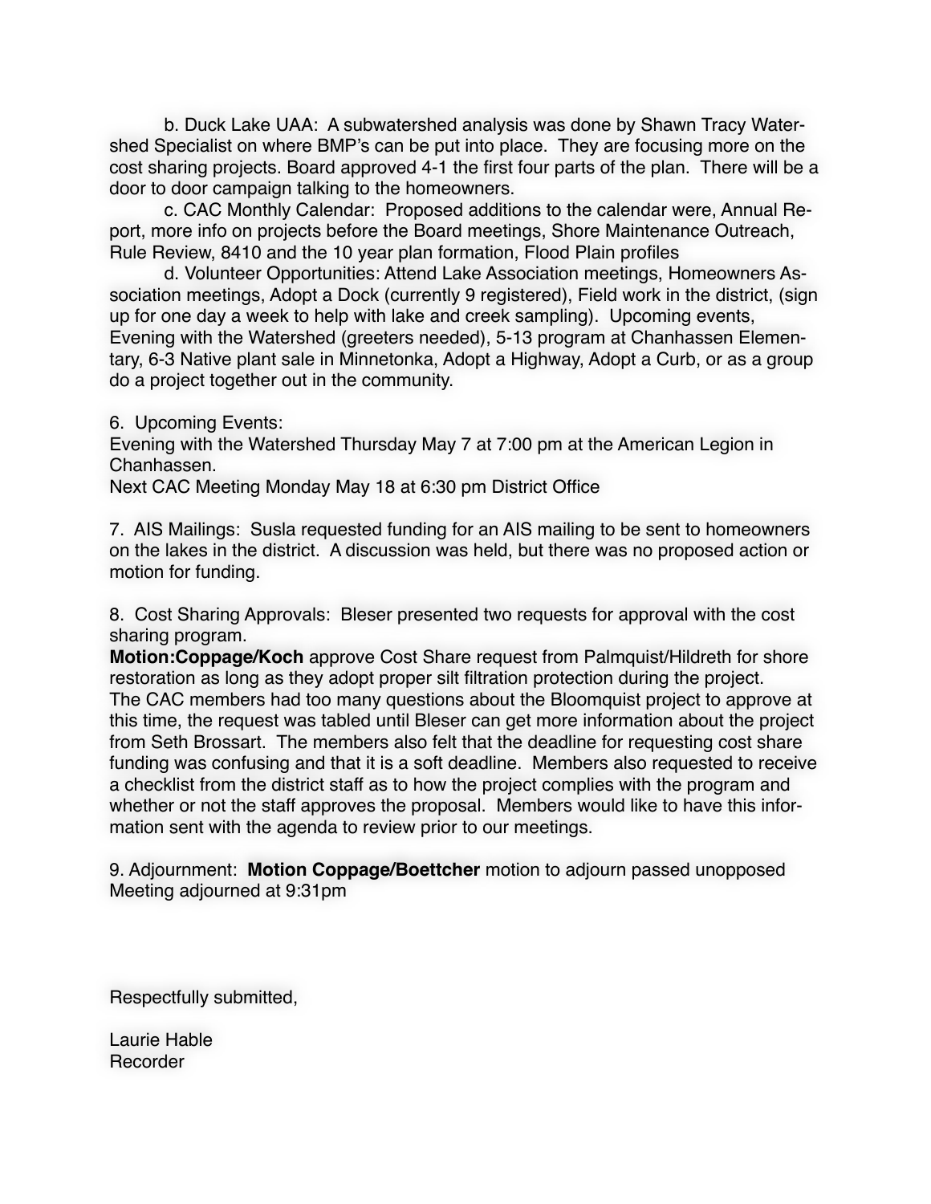b. Duck Lake UAA: A subwatershed analysis was done by Shawn Tracy Watershed Specialist on where BMP's can be put into place. They are focusing more on the cost sharing projects. Board approved 4-1 the first four parts of the plan. There will be a door to door campaign talking to the homeowners.

c. CAC Monthly Calendar: Proposed additions to the calendar were, Annual Report, more info on projects before the Board meetings, Shore Maintenance Outreach, Rule Review, 8410 and the 10 year plan formation, Flood Plain profiles

d. Volunteer Opportunities: Attend Lake Association meetings, Homeowners Association meetings, Adopt a Dock (currently 9 registered), Field work in the district, (sign up for one day a week to help with lake and creek sampling). Upcoming events, Evening with the Watershed (greeters needed), 5-13 program at Chanhassen Elementary, 6-3 Native plant sale in Minnetonka, Adopt a Highway, Adopt a Curb, or as a group do a project together out in the community.

6. Upcoming Events:
Evening with the Watershed Thursday May 7 at 7:00 pm at the American Legion in Chanhassen.
Next CAC Meeting Monday May 18 at 6:30 pm District Office

7. AIS Mailings: Susla requested funding for an AIS mailing to be sent to homeowners on the lakes in the district. A discussion was held, but there was no proposed action or motion for funding.

8. Cost Sharing Approvals: Bleser presented two requests for approval with the cost sharing program.
**Motion:Coppage/Koch** approve Cost Share request from Palmquist/Hildreth for shore restoration as long as they adopt proper silt filtration protection during the project.
The CAC members had too many questions about the Bloomquist project to approve at this time, the request was tabled until Bleser can get more information about the project from Seth Brossart. The members also felt that the deadline for requesting cost share funding was confusing and that it is a soft deadline. Members also requested to receive a checklist from the district staff as to how the project complies with the program and whether or not the staff approves the proposal. Members would like to have this information sent with the agenda to review prior to our meetings.

9. Adjournment: **Motion Coppage/Boettcher** motion to adjourn passed unopposed
Meeting adjourned at 9:31pm

Respectfully submitted,

Laurie Hable
Recorder